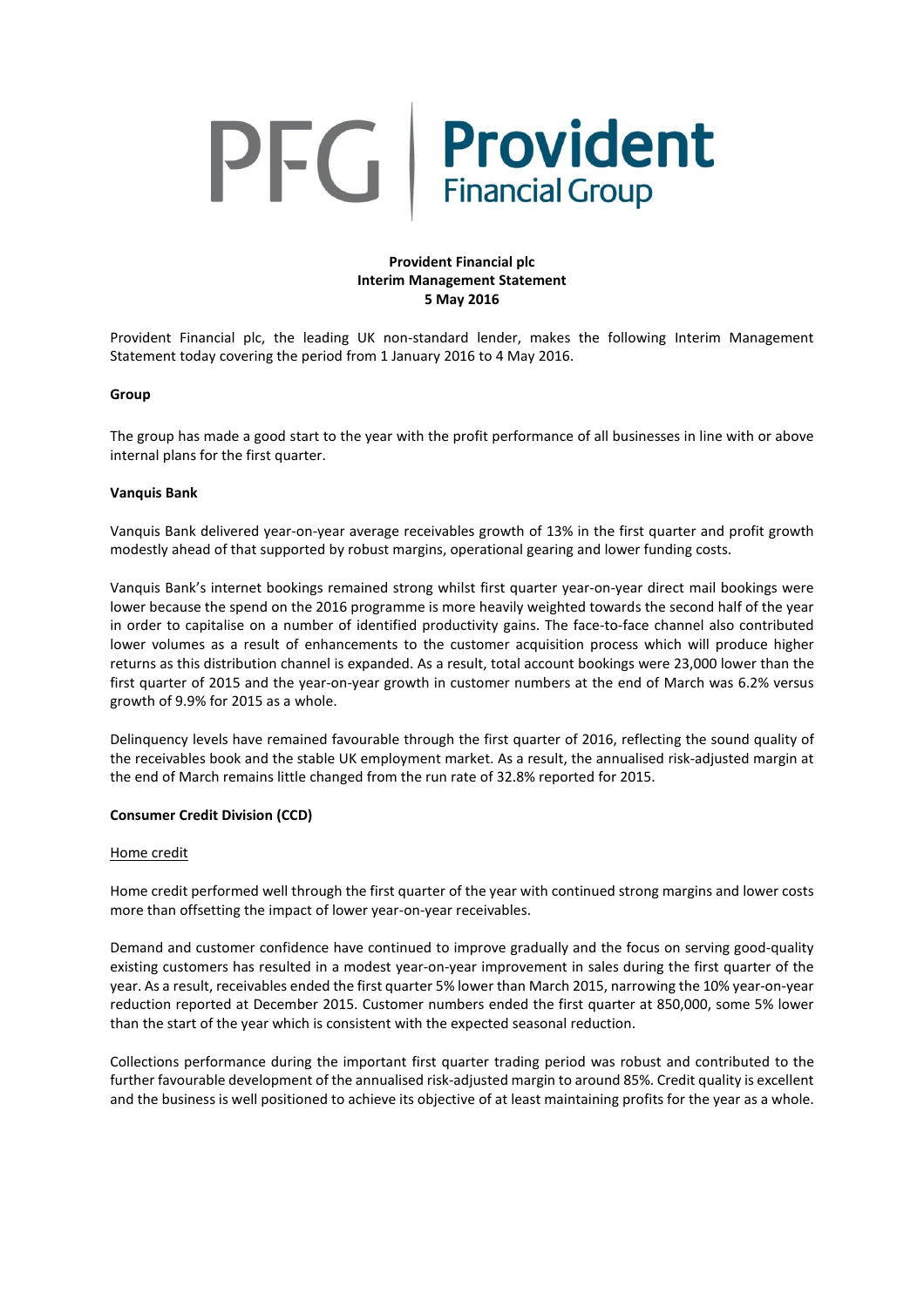**Provident Financial plc**
**Interim Management Statement**
**5 May 2016**

Provident Financial plc, the leading UK non-standard lender, makes the following Interim Management Statement today covering the period from 1 January 2016 to 4 May 2016.

**Group**

The group has made a good start to the year with the profit performance of all businesses in line with or above internal plans for the first quarter.

**Vanquis Bank**

Vanquis Bank delivered year-on-year average receivables growth of 13% in the first quarter and profit growth modestly ahead of that supported by robust margins, operational gearing and lower funding costs.

Vanquis Bank's internet bookings remained strong whilst first quarter year-on-year direct mail bookings were lower because the spend on the 2016 programme is more heavily weighted towards the second half of the year in order to capitalise on a number of identified productivity gains. The face-to-face channel also contributed lower volumes as a result of enhancements to the customer acquisition process which will produce higher returns as this distribution channel is expanded. As a result, total account bookings were 23,000 lower than the first quarter of 2015 and the year-on-year growth in customer numbers at the end of March was 6.2% versus growth of 9.9% for 2015 as a whole.

Delinquency levels have remained favourable through the first quarter of 2016, reflecting the sound quality of the receivables book and the stable UK employment market. As a result, the annualised risk-adjusted margin at the end of March remains little changed from the run rate of 32.8% reported for 2015.

**Consumer Credit Division (CCD)**

Home credit

Home credit performed well through the first quarter of the year with continued strong margins and lower costs more than offsetting the impact of lower year-on-year receivables.

Demand and customer confidence have continued to improve gradually and the focus on serving good-quality existing customers has resulted in a modest year-on-year improvement in sales during the first quarter of the year. As a result, receivables ended the first quarter 5% lower than March 2015, narrowing the 10% year-on-year reduction reported at December 2015. Customer numbers ended the first quarter at 850,000, some 5% lower than the start of the year which is consistent with the expected seasonal reduction.

Collections performance during the important first quarter trading period was robust and contributed to the further favourable development of the annualised risk-adjusted margin to around 85%. Credit quality is excellent and the business is well positioned to achieve its objective of at least maintaining profits for the year as a whole.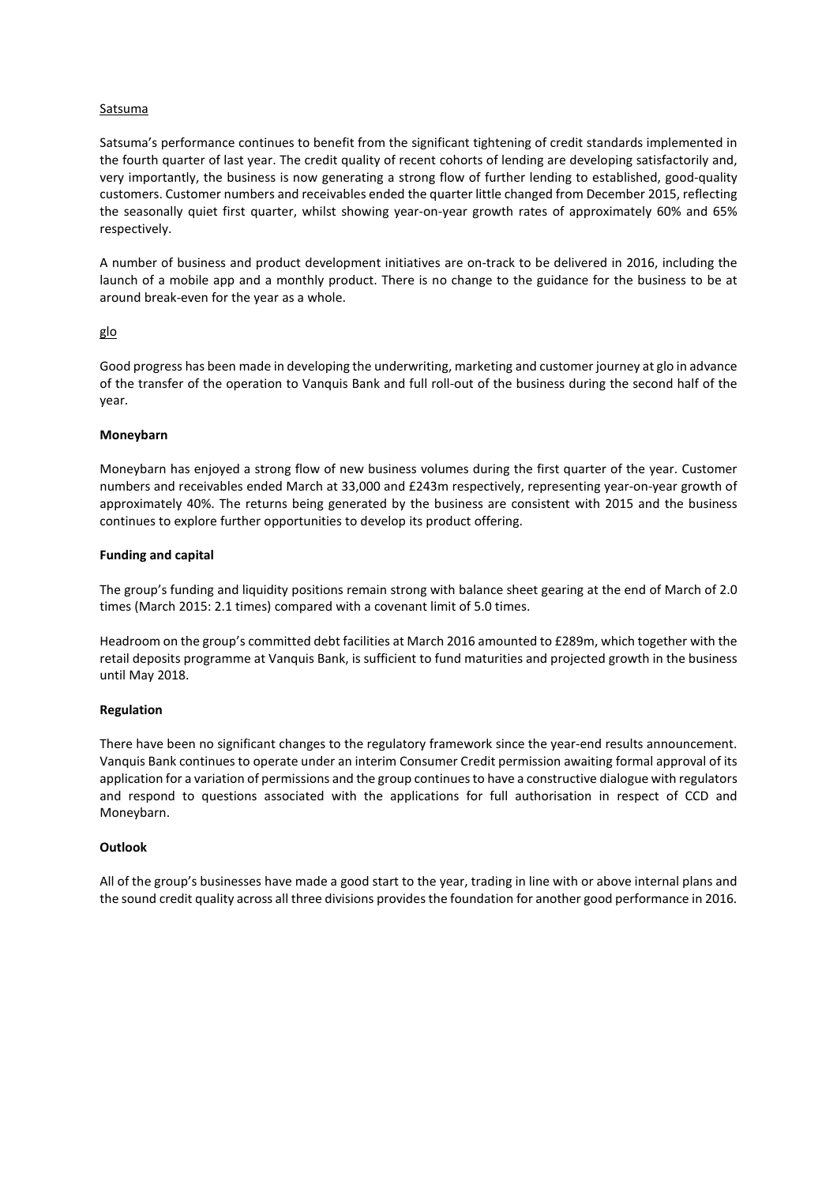Satsuma

Satsuma's performance continues to benefit from the significant tightening of credit standards implemented in the fourth quarter of last year. The credit quality of recent cohorts of lending are developing satisfactorily and, very importantly, the business is now generating a strong flow of further lending to established, good-quality customers. Customer numbers and receivables ended the quarter little changed from December 2015, reflecting the seasonally quiet first quarter, whilst showing year-on-year growth rates of approximately 60% and 65% respectively.

A number of business and product development initiatives are on-track to be delivered in 2016, including the launch of a mobile app and a monthly product. There is no change to the guidance for the business to be at around break-even for the year as a whole.

glo

Good progress has been made in developing the underwriting, marketing and customer journey at glo in advance of the transfer of the operation to Vanquis Bank and full roll-out of the business during the second half of the year.

**Moneybarn**

Moneybarn has enjoyed a strong flow of new business volumes during the first quarter of the year. Customer numbers and receivables ended March at 33,000 and £243m respectively, representing year-on-year growth of approximately 40%. The returns being generated by the business are consistent with 2015 and the business continues to explore further opportunities to develop its product offering.

**Funding and capital**

The group's funding and liquidity positions remain strong with balance sheet gearing at the end of March of 2.0 times (March 2015: 2.1 times) compared with a covenant limit of 5.0 times.

Headroom on the group's committed debt facilities at March 2016 amounted to £289m, which together with the retail deposits programme at Vanquis Bank, is sufficient to fund maturities and projected growth in the business until May 2018.

**Regulation**

There have been no significant changes to the regulatory framework since the year-end results announcement. Vanquis Bank continues to operate under an interim Consumer Credit permission awaiting formal approval of its application for a variation of permissions and the group continues to have a constructive dialogue with regulators and respond to questions associated with the applications for full authorisation in respect of CCD and Moneybarn.

**Outlook**

All of the group's businesses have made a good start to the year, trading in line with or above internal plans and the sound credit quality across all three divisions provides the foundation for another good performance in 2016.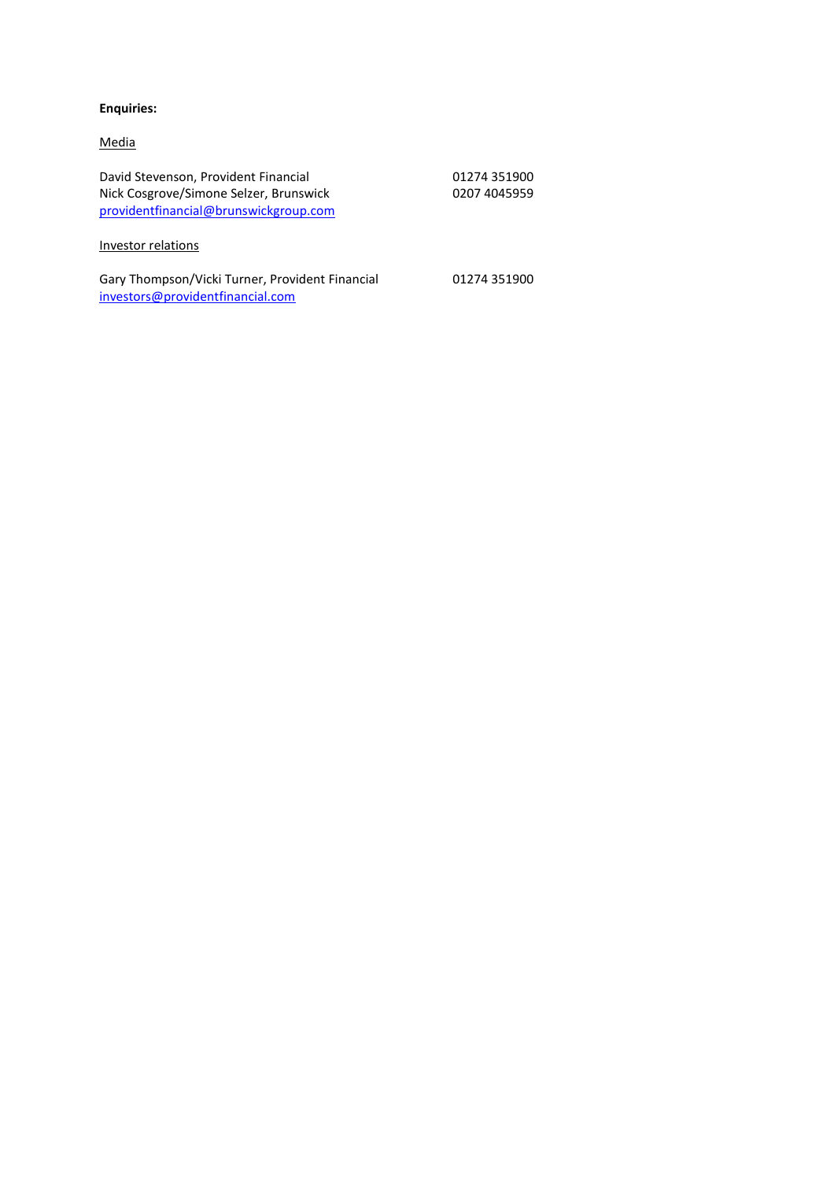**Enquiries:**

Media

| | |
|---|---|
| David Stevenson, Provident Financial | 01274 351900 |
| Nick Cosgrove/Simone Selzer, Brunswick | 0207 4045959 |
| providentfinancial@brunswickgroup.com | |

Investor relations

| | |
|---|---|
| Gary Thompson/Vicki Turner, Provident Financial | 01274 351900 |
| investors@providentfinancial.com | |